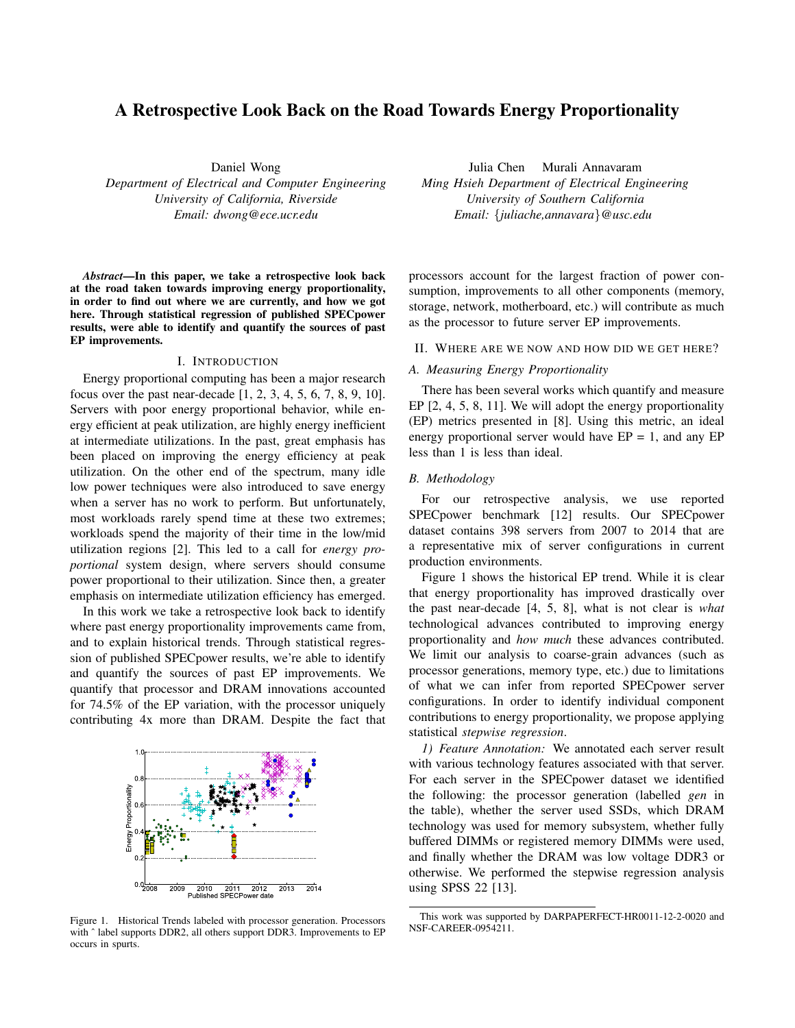# A Retrospective Look Back on the Road Towards Energy Proportionality

Daniel Wong
*Department of Electrical and Computer Engineering*
*University of California, Riverside*
*Email: dwong@ece.ucr.edu*

Julia Chen  Murali Annavaram
*Ming Hsieh Department of Electrical Engineering*
*University of Southern California*
*Email: {juliache,annavara}@usc.edu*

***Abstract*—In this paper, we take a retrospective look back at the road taken towards improving energy proportionality, in order to find out where we are currently, and how we got here. Through statistical regression of published SPECpower results, were able to identify and quantify the sources of past EP improvements.**

## I. Introduction

Energy proportional computing has been a major research focus over the past near-decade [1, 2, 3, 4, 5, 6, 7, 8, 9, 10]. Servers with poor energy proportional behavior, while energy efficient at peak utilization, are highly energy inefficient at intermediate utilizations. In the past, great emphasis has been placed on improving the energy efficiency at peak utilization. On the other end of the spectrum, many idle low power techniques were also introduced to save energy when a server has no work to perform. But unfortunately, most workloads rarely spend time at these two extremes; workloads spend the majority of their time in the low/mid utilization regions [2]. This led to a call for *energy proportional* system design, where servers should consume power proportional to their utilization. Since then, a greater emphasis on intermediate utilization efficiency has emerged.

In this work we take a retrospective look back to identify where past energy proportionality improvements came from, and to explain historical trends. Through statistical regression of published SPECpower results, we're able to identify and quantify the sources of past EP improvements. We quantify that processor and DRAM innovations accounted for 74.5% of the EP variation, with the processor uniquely contributing 4x more than DRAM. Despite the fact that processors account for the largest fraction of power consumption, improvements to all other components (memory, storage, network, motherboard, etc.) will contribute as much as the processor to future server EP improvements.

Figure 1. Historical Trends labeled with processor generation. Processors with ˆ label supports DDR2, all others support DDR3. Improvements to EP occurs in spurts.

## II. Where are we now and how did we get here?

### A. Measuring Energy Proportionality

There has been several works which quantify and measure EP [2, 4, 5, 8, 11]. We will adopt the energy proportionality (EP) metrics presented in [8]. Using this metric, an ideal energy proportional server would have EP = 1, and any EP less than 1 is less than ideal.

### B. Methodology

For our retrospective analysis, we use reported SPECpower benchmark [12] results. Our SPECpower dataset contains 398 servers from 2007 to 2014 that are a representative mix of server configurations in current production environments.

Figure 1 shows the historical EP trend. While it is clear that energy proportionality has improved drastically over the past near-decade [4, 5, 8], what is not clear is *what* technological advances contributed to improving energy proportionality and *how much* these advances contributed. We limit our analysis to coarse-grain advances (such as processor generations, memory type, etc.) due to limitations of what we can infer from reported SPECpower server configurations. In order to identify individual component contributions to energy proportionality, we propose applying statistical *stepwise regression*.

*1) Feature Annotation:* We annotated each server result with various technology features associated with that server. For each server in the SPECpower dataset we identified the following: the processor generation (labelled *gen* in the table), whether the server used SSDs, which DRAM technology was used for memory subsystem, whether fully buffered DIMMs or registered memory DIMMs were used, and finally whether the DRAM was low voltage DDR3 or otherwise. We performed the stepwise regression analysis using SPSS 22 [13].

This work was supported by DARPAPERFECT-HR0011-12-2-0020 and NSF-CAREER-0954211.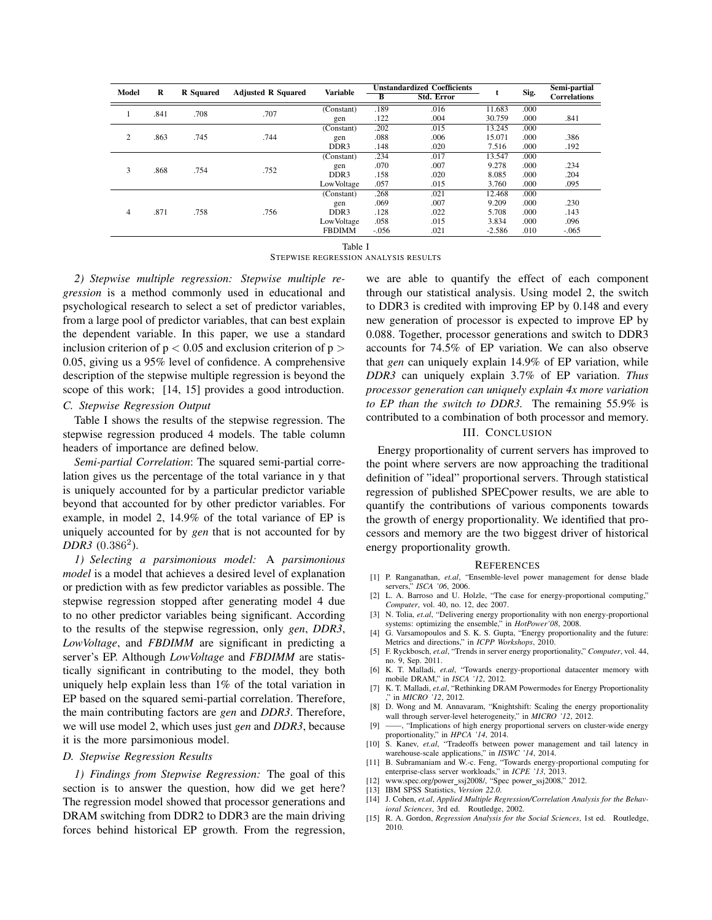| Model | R | R Squared | Adjusted R Squared | Variable | Unstandardized Coefficients | | t | Sig. | Semi-partial Correlations |
|---|---|---|---|---|---|---|---|---|---|
| | | | | | B | Std. Error | | | |
| 1 | .841 | .708 | .707 | (Constant) | .189 | .016 | 11.683 | .000 | |
| | | | | gen | .122 | .004 | 30.759 | .000 | .841 |
| 2 | .863 | .745 | .744 | (Constant) | .202 | .015 | 13.245 | .000 | |
| | | | | gen | .088 | .006 | 15.071 | .000 | .386 |
| | | | | DDR3 | .148 | .020 | 7.516 | .000 | .192 |
| 3 | .868 | .754 | .752 | (Constant) | .234 | .017 | 13.547 | .000 | |
| | | | | gen | .070 | .007 | 9.278 | .000 | .234 |
| | | | | DDR3 | .158 | .020 | 8.085 | .000 | .204 |
| | | | | LowVoltage | .057 | .015 | 3.760 | .000 | .095 |
| 4 | .871 | .758 | .756 | (Constant) | .268 | .021 | 12.468 | .000 | |
| | | | | gen | .069 | .007 | 9.209 | .000 | .230 |
| | | | | DDR3 | .128 | .022 | 5.708 | .000 | .143 |
| | | | | LowVoltage | .058 | .015 | 3.834 | .000 | .096 |
| | | | | FBDIMM | -.056 | .021 | -2.586 | .010 | -.065 |

Table I

STEPWISE REGRESSION ANALYSIS RESULTS

*2) Stepwise multiple regression: Stepwise multiple regression* is a method commonly used in educational and psychological research to select a set of predictor variables, from a large pool of predictor variables, that can best explain the dependent variable. In this paper, we use a standard inclusion criterion of $p < 0.05$ and exclusion criterion of $p > 0.05$, giving us a 95% level of confidence. A comprehensive description of the stepwise multiple regression is beyond the scope of this work; [14, 15] provides a good introduction.

### C. Stepwise Regression Output

Table I shows the results of the stepwise regression. The stepwise regression produced 4 models. The table column headers of importance are defined below.

*Semi-partial Correlation*: The squared semi-partial correlation gives us the percentage of the total variance in y that is uniquely accounted for by a particular predictor variable beyond that accounted for by other predictor variables. For example, in model 2, 14.9% of the total variance of EP is uniquely accounted for by *gen* that is not accounted for by *DDR3* ($0.386^2$).

*1) Selecting a parsimonious model:* A *parsimonious model* is a model that achieves a desired level of explanation or prediction with as few predictor variables as possible. The stepwise regression stopped after generating model 4 due to no other predictor variables being significant. According to the results of the stepwise regression, only *gen*, *DDR3*, *LowVoltage*, and *FBDIMM* are significant in predicting a server's EP. Although *LowVoltage* and *FBDIMM* are statistically significant in contributing to the model, they both uniquely help explain less than 1% of the total variation in EP based on the squared semi-partial correlation. Therefore, the main contributing factors are *gen* and *DDR3*. Therefore, we will use model 2, which uses just *gen* and *DDR3*, because it is the more parsimonious model.

### D. Stepwise Regression Results

*1) Findings from Stepwise Regression:* The goal of this section is to answer the question, how did we get here? The regression model showed that processor generations and DRAM switching from DDR2 to DDR3 are the main driving forces behind historical EP growth. From the regression, we are able to quantify the effect of each component through our statistical analysis. Using model 2, the switch to DDR3 is credited with improving EP by 0.148 and every new generation of processor is expected to improve EP by 0.088. Together, processor generations and switch to DDR3 accounts for 74.5% of EP variation. We can also observe that *gen* can uniquely explain 14.9% of EP variation, while *DDR3* can uniquely explain 3.7% of EP variation. *Thus processor generation can uniquely explain 4x more variation to EP than the switch to DDR3.* The remaining 55.9% is contributed to a combination of both processor and memory.

## III. CONCLUSION

Energy proportionality of current servers has improved to the point where servers are now approaching the traditional definition of "ideal" proportional servers. Through statistical regression of published SPECpower results, we are able to quantify the contributions of various components towards the growth of energy proportionality. We identified that processors and memory are the two biggest driver of historical energy proportionality growth.

## REFERENCES

[1] P. Ranganathan, *et.al*, "Ensemble-level power management for dense blade servers," *ISCA '06*, 2006.

[2] L. A. Barroso and U. Holzle, "The case for energy-proportional computing," *Computer*, vol. 40, no. 12, dec 2007.

[3] N. Tolia, *et.al*, "Delivering energy proportionality with non energy-proportional systems: optimizing the ensemble," in *HotPower'08*, 2008.

[4] G. Varsamopoulos and S. K. S. Gupta, "Energy proportionality and the future: Metrics and directions," in *ICPP Workshops*, 2010.

[5] F. Ryckbosch, *et.al*, "Trends in server energy proportionality," *Computer*, vol. 44, no. 9, Sep. 2011.

[6] K. T. Malladi, *et.al*, "Towards energy-proportional datacenter memory with mobile DRAM," in *ISCA '12*, 2012.

[7] K. T. Malladi, *et.al*, "Rethinking DRAM Powermodes for Energy Proportionality ," in *MICRO '12*, 2012.

[8] D. Wong and M. Annavaram, "Knightshift: Scaling the energy proportionality wall through server-level heterogeneity," in *MICRO '12*, 2012.

[9] ——, "Implications of high energy proportional servers on cluster-wide energy proportionality," in *HPCA '14*, 2014.

[10] S. Kanev, *et.al*, "Tradeoffs between power management and tail latency in warehouse-scale applications," in *IISWC '14*, 2014.

[11] B. Subramaniam and W.-c. Feng, "Towards energy-proportional computing for enterprise-class server workloads," in *ICPE '13*, 2013.

[12] www.spec.org/power_ssj2008/, "Spec power_ssj2008," 2012.

[13] IBM SPSS Statistics, *Version 22.0*.

[14] J. Cohen, *et.al*, *Applied Multiple Regression/Correlation Analysis for the Behavioral Sciences*, 3rd ed. Routledge, 2002.

[15] R. A. Gordon, *Regression Analysis for the Social Sciences*, 1st ed. Routledge, 2010.